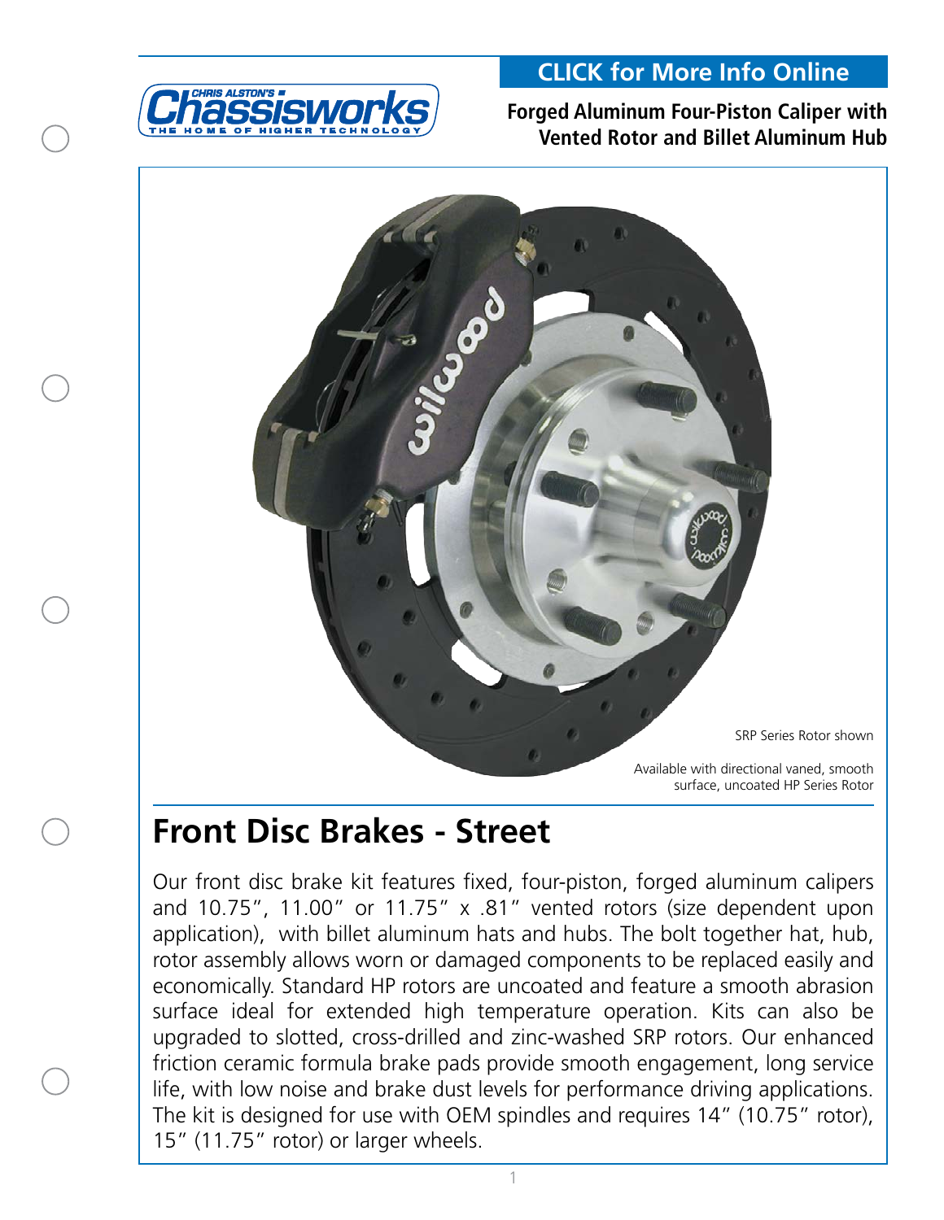CLICK for More Info Online

**Forged Aluminum Four-Piston Caliper with Vented Rotor and Billet Aluminum Hub**

SRP Series Rotor shown

Available with directional vaned, smooth surface, uncoated HP Series Rotor

# Front Disc Brakes - Street

Our front disc brake kit features fixed, four-piston, forged aluminum calipers and 10.75", 11.00" or 11.75" x .81" vented rotors (size dependent upon application), with billet aluminum hats and hubs. The bolt together hat, hub, rotor assembly allows worn or damaged components to be replaced easily and economically. Standard HP rotors are uncoated and feature a smooth abrasion surface ideal for extended high temperature operation. Kits can also be upgraded to slotted, cross-drilled and zinc-washed SRP rotors. Our enhanced friction ceramic formula brake pads provide smooth engagement, long service life, with low noise and brake dust levels for performance driving applications. The kit is designed for use with OEM spindles and requires 14" (10.75" rotor), 15" (11.75" rotor) or larger wheels.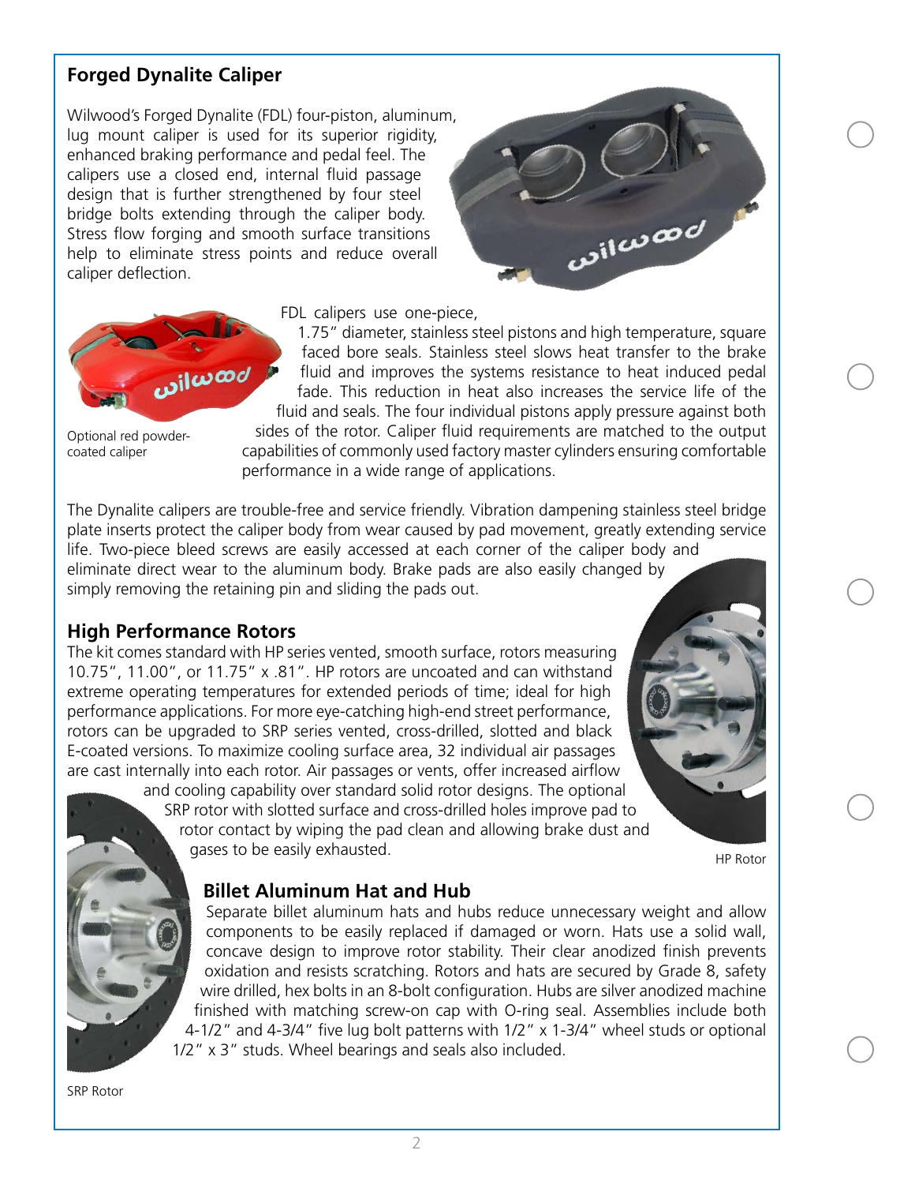## Forged Dynalite Caliper

Wilwood's Forged Dynalite (FDL) four-piston, aluminum, lug mount caliper is used for its superior rigidity, enhanced braking performance and pedal feel. The calipers use a closed end, internal fluid passage design that is further strengthened by four steel bridge bolts extending through the caliper body. Stress flow forging and smooth surface transitions help to eliminate stress points and reduce overall caliper deflection.

Optional red powder-coated caliper

FDL calipers use one-piece, 1.75" diameter, stainless steel pistons and high temperature, square faced bore seals. Stainless steel slows heat transfer to the brake fluid and improves the systems resistance to heat induced pedal fade. This reduction in heat also increases the service life of the fluid and seals. The four individual pistons apply pressure against both sides of the rotor. Caliper fluid requirements are matched to the output capabilities of commonly used factory master cylinders ensuring comfortable performance in a wide range of applications.

The Dynalite calipers are trouble-free and service friendly. Vibration dampening stainless steel bridge plate inserts protect the caliper body from wear caused by pad movement, greatly extending service life. Two-piece bleed screws are easily accessed at each corner of the caliper body and eliminate direct wear to the aluminum body. Brake pads are also easily changed by simply removing the retaining pin and sliding the pads out.

## High Performance Rotors

The kit comes standard with HP series vented, smooth surface, rotors measuring 10.75", 11.00", or 11.75" x .81". HP rotors are uncoated and can withstand extreme operating temperatures for extended periods of time; ideal for high performance applications. For more eye-catching high-end street performance, rotors can be upgraded to SRP series vented, cross-drilled, slotted and black E-coated versions. To maximize cooling surface area, 32 individual air passages are cast internally into each rotor. Air passages or vents, offer increased airflow and cooling capability over standard solid rotor designs. The optional SRP rotor with slotted surface and cross-drilled holes improve pad to rotor contact by wiping the pad clean and allowing brake dust and gases to be easily exhausted.

HP Rotor

## Billet Aluminum Hat and Hub

Separate billet aluminum hats and hubs reduce unnecessary weight and allow components to be easily replaced if damaged or worn. Hats use a solid wall, concave design to improve rotor stability. Their clear anodized finish prevents oxidation and resists scratching. Rotors and hats are secured by Grade 8, safety wire drilled, hex bolts in an 8-bolt configuration. Hubs are silver anodized machine finished with matching screw-on cap with O-ring seal. Assemblies include both 4-1/2" and 4-3/4" five lug bolt patterns with 1/2" x 1-3/4" wheel studs or optional 1/2" x 3" studs. Wheel bearings and seals also included.

SRP Rotor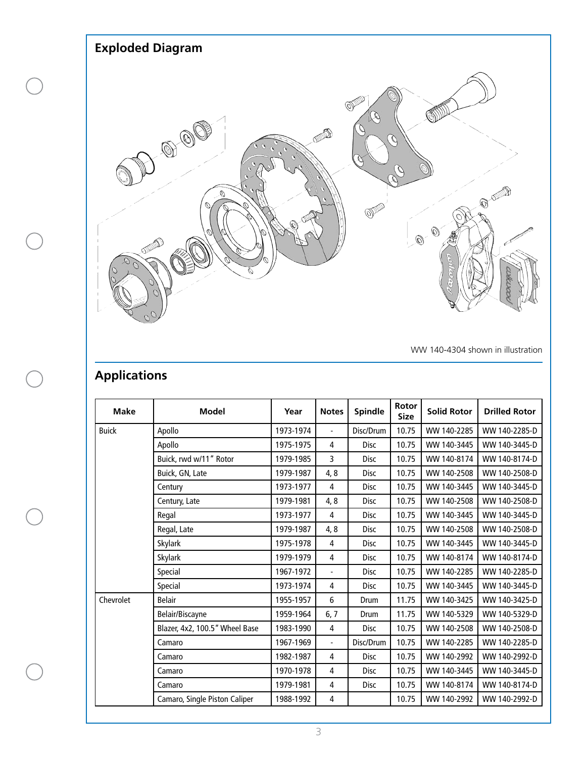## Exploded Diagram

WW 140-4304 shown in illustration

## Applications

| Make | Model | Year | Notes | Spindle | Rotor Size | Solid Rotor | Drilled Rotor |
|---|---|---|---|---|---|---|---|
| Buick | Apollo | 1973-1974 | - | Disc/Drum | 10.75 | WW 140-2285 | WW 140-2285-D |
| | Apollo | 1975-1975 | 4 | Disc | 10.75 | WW 140-3445 | WW 140-3445-D |
| | Buick, rwd w/11" Rotor | 1979-1985 | 3 | Disc | 10.75 | WW 140-8174 | WW 140-8174-D |
| | Buick, GN, Late | 1979-1987 | 4, 8 | Disc | 10.75 | WW 140-2508 | WW 140-2508-D |
| | Century | 1973-1977 | 4 | Disc | 10.75 | WW 140-3445 | WW 140-3445-D |
| | Century, Late | 1979-1981 | 4, 8 | Disc | 10.75 | WW 140-2508 | WW 140-2508-D |
| | Regal | 1973-1977 | 4 | Disc | 10.75 | WW 140-3445 | WW 140-3445-D |
| | Regal, Late | 1979-1987 | 4, 8 | Disc | 10.75 | WW 140-2508 | WW 140-2508-D |
| | Skylark | 1975-1978 | 4 | Disc | 10.75 | WW 140-3445 | WW 140-3445-D |
| | Skylark | 1979-1979 | 4 | Disc | 10.75 | WW 140-8174 | WW 140-8174-D |
| | Special | 1967-1972 | - | Disc | 10.75 | WW 140-2285 | WW 140-2285-D |
| | Special | 1973-1974 | 4 | Disc | 10.75 | WW 140-3445 | WW 140-3445-D |
| Chevrolet | Belair | 1955-1957 | 6 | Drum | 11.75 | WW 140-3425 | WW 140-3425-D |
| | Belair/Biscayne | 1959-1964 | 6, 7 | Drum | 11.75 | WW 140-5329 | WW 140-5329-D |
| | Blazer, 4x2, 100.5" Wheel Base | 1983-1990 | 4 | Disc | 10.75 | WW 140-2508 | WW 140-2508-D |
| | Camaro | 1967-1969 | - | Disc/Drum | 10.75 | WW 140-2285 | WW 140-2285-D |
| | Camaro | 1982-1987 | 4 | Disc | 10.75 | WW 140-2992 | WW 140-2992-D |
| | Camaro | 1970-1978 | 4 | Disc | 10.75 | WW 140-3445 | WW 140-3445-D |
| | Camaro | 1979-1981 | 4 | Disc | 10.75 | WW 140-8174 | WW 140-8174-D |
| | Camaro, Single Piston Caliper | 1988-1992 | 4 | | 10.75 | WW 140-2992 | WW 140-2992-D |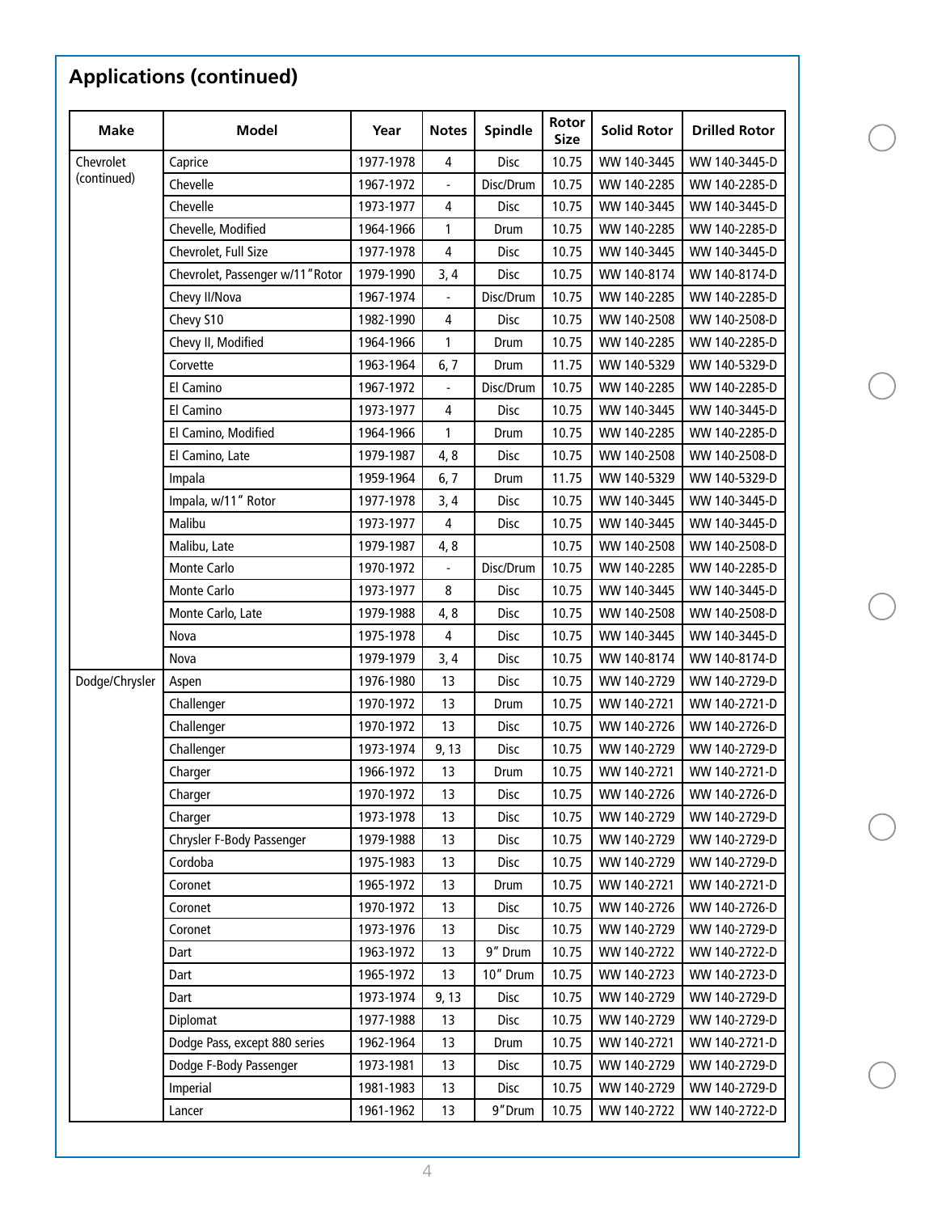## Applications (continued)

| Make | Model | Year | Notes | Spindle | Rotor Size | Solid Rotor | Drilled Rotor |
|---|---|---|---|---|---|---|---|
| Chevrolet (continued) | Caprice | 1977-1978 | 4 | Disc | 10.75 | WW 140-3445 | WW 140-3445-D |
| | Chevelle | 1967-1972 | - | Disc/Drum | 10.75 | WW 140-2285 | WW 140-2285-D |
| | Chevelle | 1973-1977 | 4 | Disc | 10.75 | WW 140-3445 | WW 140-3445-D |
| | Chevelle, Modified | 1964-1966 | 1 | Drum | 10.75 | WW 140-2285 | WW 140-2285-D |
| | Chevrolet, Full Size | 1977-1978 | 4 | Disc | 10.75 | WW 140-3445 | WW 140-3445-D |
| | Chevrolet, Passenger w/11″Rotor | 1979-1990 | 3, 4 | Disc | 10.75 | WW 140-8174 | WW 140-8174-D |
| | Chevy II/Nova | 1967-1974 | - | Disc/Drum | 10.75 | WW 140-2285 | WW 140-2285-D |
| | Chevy S10 | 1982-1990 | 4 | Disc | 10.75 | WW 140-2508 | WW 140-2508-D |
| | Chevy II, Modified | 1964-1966 | 1 | Drum | 10.75 | WW 140-2285 | WW 140-2285-D |
| | Corvette | 1963-1964 | 6, 7 | Drum | 11.75 | WW 140-5329 | WW 140-5329-D |
| | El Camino | 1967-1972 | - | Disc/Drum | 10.75 | WW 140-2285 | WW 140-2285-D |
| | El Camino | 1973-1977 | 4 | Disc | 10.75 | WW 140-3445 | WW 140-3445-D |
| | El Camino, Modified | 1964-1966 | 1 | Drum | 10.75 | WW 140-2285 | WW 140-2285-D |
| | El Camino, Late | 1979-1987 | 4, 8 | Disc | 10.75 | WW 140-2508 | WW 140-2508-D |
| | Impala | 1959-1964 | 6, 7 | Drum | 11.75 | WW 140-5329 | WW 140-5329-D |
| | Impala, w/11″ Rotor | 1977-1978 | 3, 4 | Disc | 10.75 | WW 140-3445 | WW 140-3445-D |
| | Malibu | 1973-1977 | 4 | Disc | 10.75 | WW 140-3445 | WW 140-3445-D |
| | Malibu, Late | 1979-1987 | 4, 8 | | 10.75 | WW 140-2508 | WW 140-2508-D |
| | Monte Carlo | 1970-1972 | - | Disc/Drum | 10.75 | WW 140-2285 | WW 140-2285-D |
| | Monte Carlo | 1973-1977 | 8 | Disc | 10.75 | WW 140-3445 | WW 140-3445-D |
| | Monte Carlo, Late | 1979-1988 | 4, 8 | Disc | 10.75 | WW 140-2508 | WW 140-2508-D |
| | Nova | 1975-1978 | 4 | Disc | 10.75 | WW 140-3445 | WW 140-3445-D |
| | Nova | 1979-1979 | 3, 4 | Disc | 10.75 | WW 140-8174 | WW 140-8174-D |
| Dodge/Chrysler | Aspen | 1976-1980 | 13 | Disc | 10.75 | WW 140-2729 | WW 140-2729-D |
| | Challenger | 1970-1972 | 13 | Drum | 10.75 | WW 140-2721 | WW 140-2721-D |
| | Challenger | 1970-1972 | 13 | Disc | 10.75 | WW 140-2726 | WW 140-2726-D |
| | Challenger | 1973-1974 | 9, 13 | Disc | 10.75 | WW 140-2729 | WW 140-2729-D |
| | Charger | 1966-1972 | 13 | Drum | 10.75 | WW 140-2721 | WW 140-2721-D |
| | Charger | 1970-1972 | 13 | Disc | 10.75 | WW 140-2726 | WW 140-2726-D |
| | Charger | 1973-1978 | 13 | Disc | 10.75 | WW 140-2729 | WW 140-2729-D |
| | Chrysler F-Body Passenger | 1979-1988 | 13 | Disc | 10.75 | WW 140-2729 | WW 140-2729-D |
| | Cordoba | 1975-1983 | 13 | Disc | 10.75 | WW 140-2729 | WW 140-2729-D |
| | Coronet | 1965-1972 | 13 | Drum | 10.75 | WW 140-2721 | WW 140-2721-D |
| | Coronet | 1970-1972 | 13 | Disc | 10.75 | WW 140-2726 | WW 140-2726-D |
| | Coronet | 1973-1976 | 13 | Disc | 10.75 | WW 140-2729 | WW 140-2729-D |
| | Dart | 1963-1972 | 13 | 9″ Drum | 10.75 | WW 140-2722 | WW 140-2722-D |
| | Dart | 1965-1972 | 13 | 10″ Drum | 10.75 | WW 140-2723 | WW 140-2723-D |
| | Dart | 1973-1974 | 9, 13 | Disc | 10.75 | WW 140-2729 | WW 140-2729-D |
| | Diplomat | 1977-1988 | 13 | Disc | 10.75 | WW 140-2729 | WW 140-2729-D |
| | Dodge Pass, except 880 series | 1962-1964 | 13 | Drum | 10.75 | WW 140-2721 | WW 140-2721-D |
| | Dodge F-Body Passenger | 1973-1981 | 13 | Disc | 10.75 | WW 140-2729 | WW 140-2729-D |
| | Imperial | 1981-1983 | 13 | Disc | 10.75 | WW 140-2729 | WW 140-2729-D |
| | Lancer | 1961-1962 | 13 | 9″Drum | 10.75 | WW 140-2722 | WW 140-2722-D |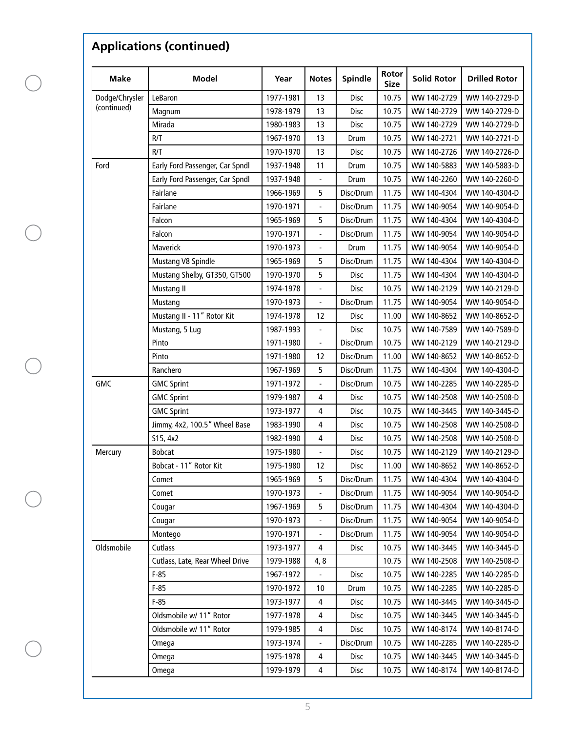## Applications (continued)

| Make | Model | Year | Notes | Spindle | Rotor Size | Solid Rotor | Drilled Rotor |
|---|---|---|---|---|---|---|---|
| Dodge/Chrysler (continued) | LeBaron | 1977-1981 | 13 | Disc | 10.75 | WW 140-2729 | WW 140-2729-D |
| | Magnum | 1978-1979 | 13 | Disc | 10.75 | WW 140-2729 | WW 140-2729-D |
| | Mirada | 1980-1983 | 13 | Disc | 10.75 | WW 140-2729 | WW 140-2729-D |
| | R/T | 1967-1970 | 13 | Drum | 10.75 | WW 140-2721 | WW 140-2721-D |
| | R/T | 1970-1970 | 13 | Disc | 10.75 | WW 140-2726 | WW 140-2726-D |
| Ford | Early Ford Passenger, Car Spndl | 1937-1948 | 11 | Drum | 10.75 | WW 140-5883 | WW 140-5883-D |
| | Early Ford Passenger, Car Spndl | 1937-1948 | - | Drum | 10.75 | WW 140-2260 | WW 140-2260-D |
| | Fairlane | 1966-1969 | 5 | Disc/Drum | 11.75 | WW 140-4304 | WW 140-4304-D |
| | Fairlane | 1970-1971 | - | Disc/Drum | 11.75 | WW 140-9054 | WW 140-9054-D |
| | Falcon | 1965-1969 | 5 | Disc/Drum | 11.75 | WW 140-4304 | WW 140-4304-D |
| | Falcon | 1970-1971 | - | Disc/Drum | 11.75 | WW 140-9054 | WW 140-9054-D |
| | Maverick | 1970-1973 | - | Drum | 11.75 | WW 140-9054 | WW 140-9054-D |
| | Mustang V8 Spindle | 1965-1969 | 5 | Disc/Drum | 11.75 | WW 140-4304 | WW 140-4304-D |
| | Mustang Shelby, GT350, GT500 | 1970-1970 | 5 | Disc | 11.75 | WW 140-4304 | WW 140-4304-D |
| | Mustang II | 1974-1978 | - | Disc | 10.75 | WW 140-2129 | WW 140-2129-D |
| | Mustang | 1970-1973 | - | Disc/Drum | 11.75 | WW 140-9054 | WW 140-9054-D |
| | Mustang II - 11” Rotor Kit | 1974-1978 | 12 | Disc | 11.00 | WW 140-8652 | WW 140-8652-D |
| | Mustang, 5 Lug | 1987-1993 | - | Disc | 10.75 | WW 140-7589 | WW 140-7589-D |
| | Pinto | 1971-1980 | - | Disc/Drum | 10.75 | WW 140-2129 | WW 140-2129-D |
| | Pinto | 1971-1980 | 12 | Disc/Drum | 11.00 | WW 140-8652 | WW 140-8652-D |
| | Ranchero | 1967-1969 | 5 | Disc/Drum | 11.75 | WW 140-4304 | WW 140-4304-D |
| GMC | GMC Sprint | 1971-1972 | - | Disc/Drum | 10.75 | WW 140-2285 | WW 140-2285-D |
| | GMC Sprint | 1979-1987 | 4 | Disc | 10.75 | WW 140-2508 | WW 140-2508-D |
| | GMC Sprint | 1973-1977 | 4 | Disc | 10.75 | WW 140-3445 | WW 140-3445-D |
| | Jimmy, 4x2, 100.5” Wheel Base | 1983-1990 | 4 | Disc | 10.75 | WW 140-2508 | WW 140-2508-D |
| | S15, 4x2 | 1982-1990 | 4 | Disc | 10.75 | WW 140-2508 | WW 140-2508-D |
| Mercury | Bobcat | 1975-1980 | - | Disc | 10.75 | WW 140-2129 | WW 140-2129-D |
| | Bobcat - 11” Rotor Kit | 1975-1980 | 12 | Disc | 11.00 | WW 140-8652 | WW 140-8652-D |
| | Comet | 1965-1969 | 5 | Disc/Drum | 11.75 | WW 140-4304 | WW 140-4304-D |
| | Comet | 1970-1973 | - | Disc/Drum | 11.75 | WW 140-9054 | WW 140-9054-D |
| | Cougar | 1967-1969 | 5 | Disc/Drum | 11.75 | WW 140-4304 | WW 140-4304-D |
| | Cougar | 1970-1973 | - | Disc/Drum | 11.75 | WW 140-9054 | WW 140-9054-D |
| | Montego | 1970-1971 | - | Disc/Drum | 11.75 | WW 140-9054 | WW 140-9054-D |
| Oldsmobile | Cutlass | 1973-1977 | 4 | Disc | 10.75 | WW 140-3445 | WW 140-3445-D |
| | Cutlass, Late, Rear Wheel Drive | 1979-1988 | 4, 8 | | 10.75 | WW 140-2508 | WW 140-2508-D |
| | F-85 | 1967-1972 | - | Disc | 10.75 | WW 140-2285 | WW 140-2285-D |
| | F-85 | 1970-1972 | 10 | Drum | 10.75 | WW 140-2285 | WW 140-2285-D |
| | F-85 | 1973-1977 | 4 | Disc | 10.75 | WW 140-3445 | WW 140-3445-D |
| | Oldsmobile w/ 11” Rotor | 1977-1978 | 4 | Disc | 10.75 | WW 140-3445 | WW 140-3445-D |
| | Oldsmobile w/ 11” Rotor | 1979-1985 | 4 | Disc | 10.75 | WW 140-8174 | WW 140-8174-D |
| | Omega | 1973-1974 | - | Disc/Drum | 10.75 | WW 140-2285 | WW 140-2285-D |
| | Omega | 1975-1978 | 4 | Disc | 10.75 | WW 140-3445 | WW 140-3445-D |
| | Omega | 1979-1979 | 4 | Disc | 10.75 | WW 140-8174 | WW 140-8174-D |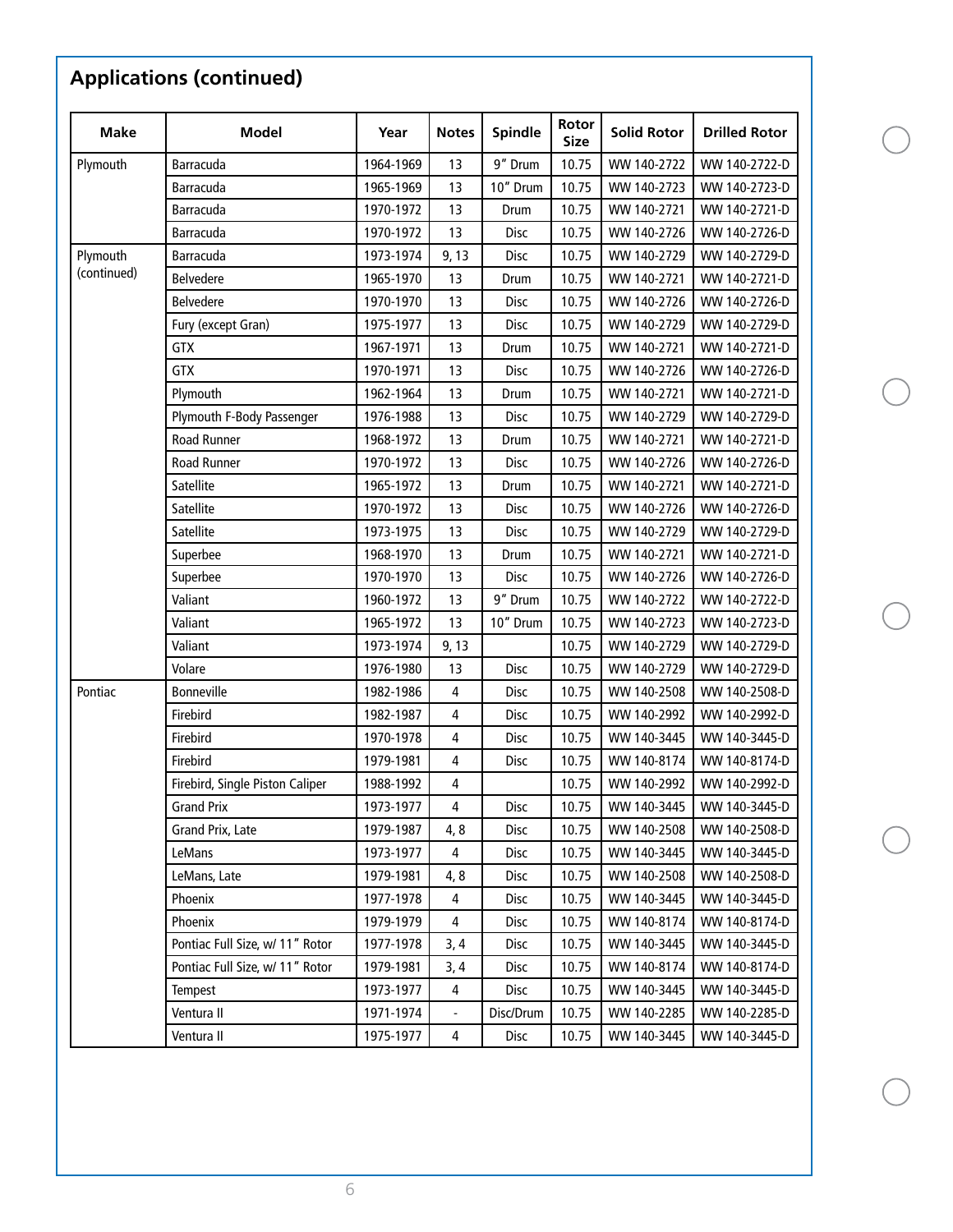## Applications (continued)

| Make | Model | Year | Notes | Spindle | Rotor Size | Solid Rotor | Drilled Rotor |
|---|---|---|---|---|---|---|---|
| Plymouth | Barracuda | 1964-1969 | 13 | 9" Drum | 10.75 | WW 140-2722 | WW 140-2722-D |
| | Barracuda | 1965-1969 | 13 | 10" Drum | 10.75 | WW 140-2723 | WW 140-2723-D |
| | Barracuda | 1970-1972 | 13 | Drum | 10.75 | WW 140-2721 | WW 140-2721-D |
| | Barracuda | 1970-1972 | 13 | Disc | 10.75 | WW 140-2726 | WW 140-2726-D |
| Plymouth (continued) | Barracuda | 1973-1974 | 9, 13 | Disc | 10.75 | WW 140-2729 | WW 140-2729-D |
| | Belvedere | 1965-1970 | 13 | Drum | 10.75 | WW 140-2721 | WW 140-2721-D |
| | Belvedere | 1970-1970 | 13 | Disc | 10.75 | WW 140-2726 | WW 140-2726-D |
| | Fury (except Gran) | 1975-1977 | 13 | Disc | 10.75 | WW 140-2729 | WW 140-2729-D |
| | GTX | 1967-1971 | 13 | Drum | 10.75 | WW 140-2721 | WW 140-2721-D |
| | GTX | 1970-1971 | 13 | Disc | 10.75 | WW 140-2726 | WW 140-2726-D |
| | Plymouth | 1962-1964 | 13 | Drum | 10.75 | WW 140-2721 | WW 140-2721-D |
| | Plymouth F-Body Passenger | 1976-1988 | 13 | Disc | 10.75 | WW 140-2729 | WW 140-2729-D |
| | Road Runner | 1968-1972 | 13 | Drum | 10.75 | WW 140-2721 | WW 140-2721-D |
| | Road Runner | 1970-1972 | 13 | Disc | 10.75 | WW 140-2726 | WW 140-2726-D |
| | Satellite | 1965-1972 | 13 | Drum | 10.75 | WW 140-2721 | WW 140-2721-D |
| | Satellite | 1970-1972 | 13 | Disc | 10.75 | WW 140-2726 | WW 140-2726-D |
| | Satellite | 1973-1975 | 13 | Disc | 10.75 | WW 140-2729 | WW 140-2729-D |
| | Superbee | 1968-1970 | 13 | Drum | 10.75 | WW 140-2721 | WW 140-2721-D |
| | Superbee | 1970-1970 | 13 | Disc | 10.75 | WW 140-2726 | WW 140-2726-D |
| | Valiant | 1960-1972 | 13 | 9" Drum | 10.75 | WW 140-2722 | WW 140-2722-D |
| | Valiant | 1965-1972 | 13 | 10" Drum | 10.75 | WW 140-2723 | WW 140-2723-D |
| | Valiant | 1973-1974 | 9, 13 | | 10.75 | WW 140-2729 | WW 140-2729-D |
| | Volare | 1976-1980 | 13 | Disc | 10.75 | WW 140-2729 | WW 140-2729-D |
| Pontiac | Bonneville | 1982-1986 | 4 | Disc | 10.75 | WW 140-2508 | WW 140-2508-D |
| | Firebird | 1982-1987 | 4 | Disc | 10.75 | WW 140-2992 | WW 140-2992-D |
| | Firebird | 1970-1978 | 4 | Disc | 10.75 | WW 140-3445 | WW 140-3445-D |
| | Firebird | 1979-1981 | 4 | Disc | 10.75 | WW 140-8174 | WW 140-8174-D |
| | Firebird, Single Piston Caliper | 1988-1992 | 4 | | 10.75 | WW 140-2992 | WW 140-2992-D |
| | Grand Prix | 1973-1977 | 4 | Disc | 10.75 | WW 140-3445 | WW 140-3445-D |
| | Grand Prix, Late | 1979-1987 | 4, 8 | Disc | 10.75 | WW 140-2508 | WW 140-2508-D |
| | LeMans | 1973-1977 | 4 | Disc | 10.75 | WW 140-3445 | WW 140-3445-D |
| | LeMans, Late | 1979-1981 | 4, 8 | Disc | 10.75 | WW 140-2508 | WW 140-2508-D |
| | Phoenix | 1977-1978 | 4 | Disc | 10.75 | WW 140-3445 | WW 140-3445-D |
| | Phoenix | 1979-1979 | 4 | Disc | 10.75 | WW 140-8174 | WW 140-8174-D |
| | Pontiac Full Size, w/ 11" Rotor | 1977-1978 | 3, 4 | Disc | 10.75 | WW 140-3445 | WW 140-3445-D |
| | Pontiac Full Size, w/ 11" Rotor | 1979-1981 | 3, 4 | Disc | 10.75 | WW 140-8174 | WW 140-8174-D |
| | Tempest | 1973-1977 | 4 | Disc | 10.75 | WW 140-3445 | WW 140-3445-D |
| | Ventura II | 1971-1974 | - | Disc/Drum | 10.75 | WW 140-2285 | WW 140-2285-D |
| | Ventura II | 1975-1977 | 4 | Disc | 10.75 | WW 140-3445 | WW 140-3445-D |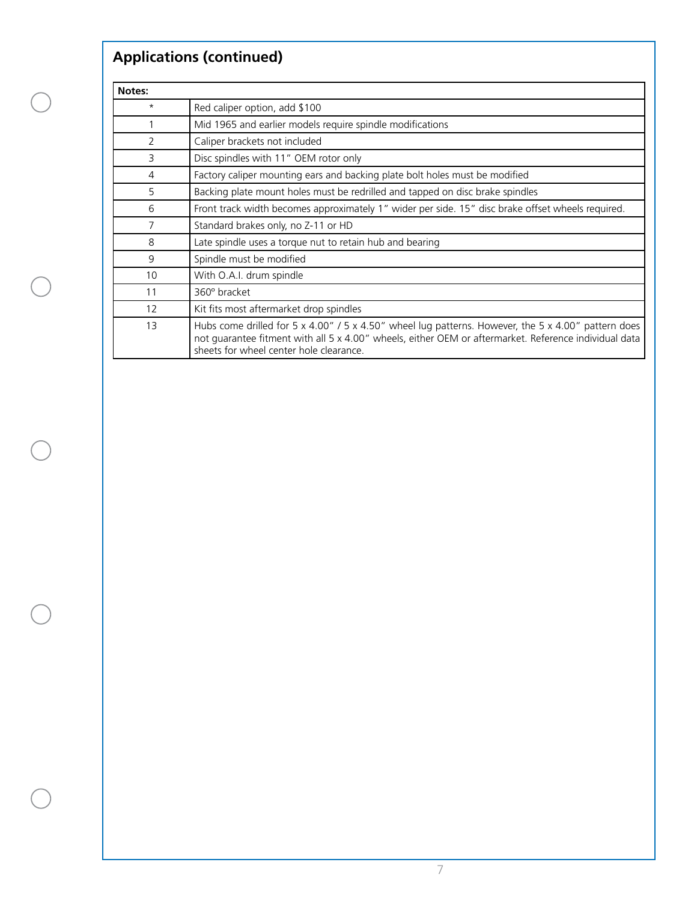## Applications (continued)

| Notes: | |
|---|---|
| * | Red caliper option, add $100 |
| 1 | Mid 1965 and earlier models require spindle modifications |
| 2 | Caliper brackets not included |
| 3 | Disc spindles with 11" OEM rotor only |
| 4 | Factory caliper mounting ears and backing plate bolt holes must be modified |
| 5 | Backing plate mount holes must be redrilled and tapped on disc brake spindles |
| 6 | Front track width becomes approximately 1" wider per side. 15" disc brake offset wheels required. |
| 7 | Standard brakes only, no Z-11 or HD |
| 8 | Late spindle uses a torque nut to retain hub and bearing |
| 9 | Spindle must be modified |
| 10 | With O.A.I. drum spindle |
| 11 | 360º bracket |
| 12 | Kit fits most aftermarket drop spindles |
| 13 | Hubs come drilled for 5 x 4.00" / 5 x 4.50" wheel lug patterns. However, the 5 x 4.00" pattern does not guarantee fitment with all 5 x 4.00" wheels, either OEM or aftermarket. Reference individual data sheets for wheel center hole clearance. |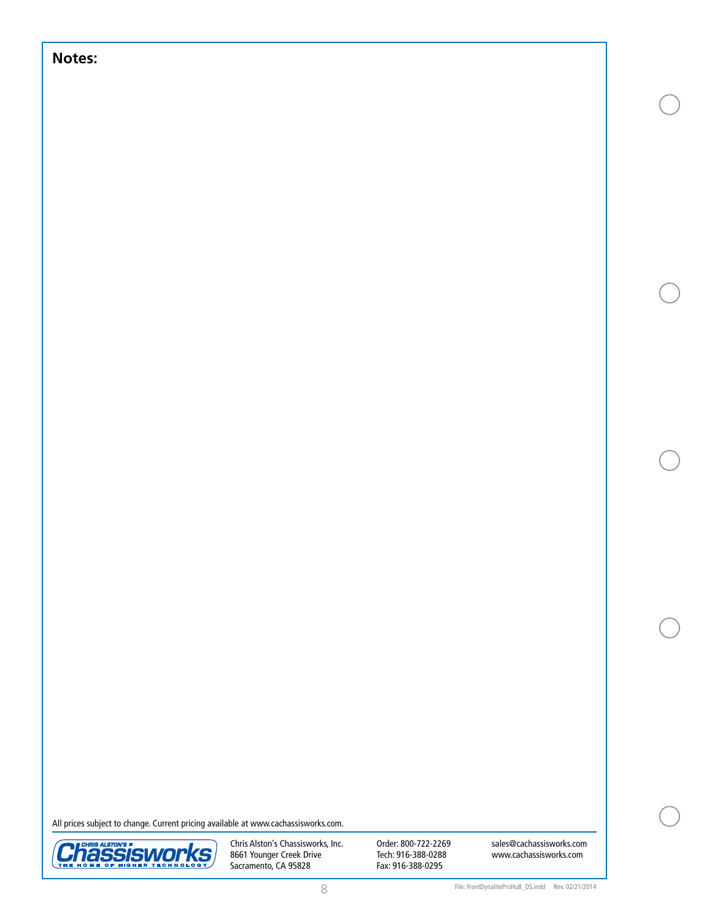**Notes:**

All prices subject to change. Current pricing available at www.cachassisworks.com.

Chris Alston's Chassisworks, Inc.
8661 Younger Creek Drive
Sacramento, CA 95828

Order: 800-722-2269
Tech: 916-388-0288
Fax: 916-388-0295

sales@cachassisworks.com
www.cachassisworks.com